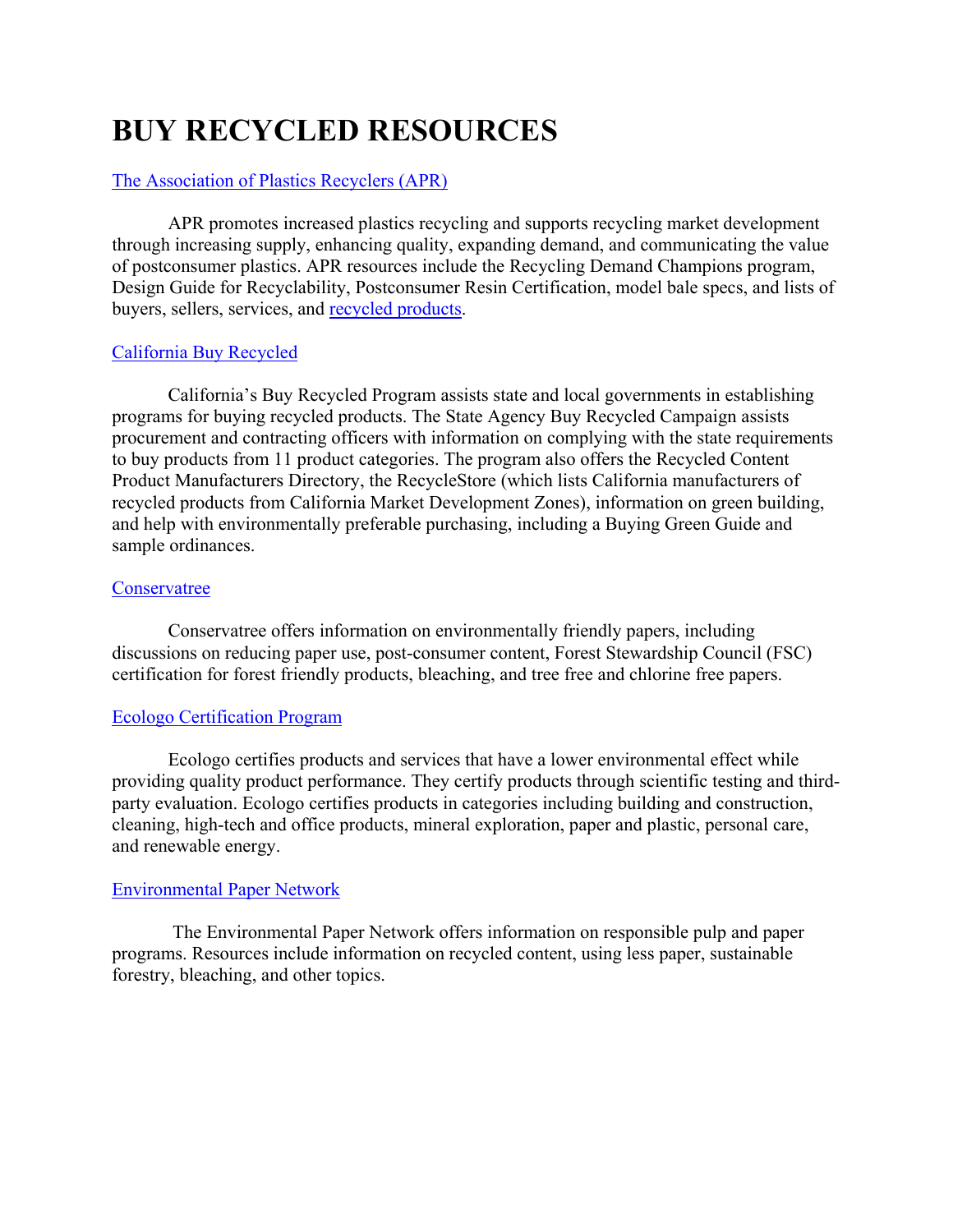# BUY RECYCLED RESOURCES

The Association of Plastics Recyclers (APR)

APR promotes increased plastics recycling and supports recycling market development through increasing supply, enhancing quality, expanding demand, and communicating the value of postconsumer plastics. APR resources include the Recycling Demand Champions program, Design Guide for Recyclability, Postconsumer Resin Certification, model bale specs, and lists of buyers, sellers, services, and recycled products.

California Buy Recycled

California's Buy Recycled Program assists state and local governments in establishing programs for buying recycled products. The State Agency Buy Recycled Campaign assists procurement and contracting officers with information on complying with the state requirements to buy products from 11 product categories. The program also offers the Recycled Content Product Manufacturers Directory, the RecycleStore (which lists California manufacturers of recycled products from California Market Development Zones), information on green building, and help with environmentally preferable purchasing, including a Buying Green Guide and sample ordinances.

Conservatree

Conservatree offers information on environmentally friendly papers, including discussions on reducing paper use, post-consumer content, Forest Stewardship Council (FSC) certification for forest friendly products, bleaching, and tree free and chlorine free papers.

Ecologo Certification Program

Ecologo certifies products and services that have a lower environmental effect while providing quality product performance. They certify products through scientific testing and third-party evaluation. Ecologo certifies products in categories including building and construction, cleaning, high-tech and office products, mineral exploration, paper and plastic, personal care, and renewable energy.

Environmental Paper Network

The Environmental Paper Network offers information on responsible pulp and paper programs. Resources include information on recycled content, using less paper, sustainable forestry, bleaching, and other topics.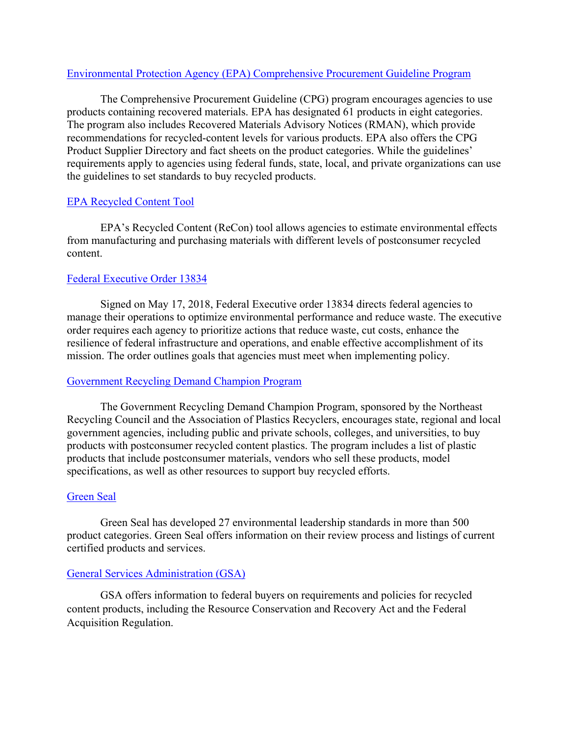[Environmental Protection Agency (EPA) Comprehensive Procurement Guideline Program]

The Comprehensive Procurement Guideline (CPG) program encourages agencies to use products containing recovered materials. EPA has designated 61 products in eight categories. The program also includes Recovered Materials Advisory Notices (RMAN), which provide recommendations for recycled-content levels for various products. EPA also offers the CPG Product Supplier Directory and fact sheets on the product categories. While the guidelines' requirements apply to agencies using federal funds, state, local, and private organizations can use the guidelines to set standards to buy recycled products.

[EPA Recycled Content Tool]

EPA's Recycled Content (ReCon) tool allows agencies to estimate environmental effects from manufacturing and purchasing materials with different levels of postconsumer recycled content.

[Federal Executive Order 13834]

Signed on May 17, 2018, Federal Executive order 13834 directs federal agencies to manage their operations to optimize environmental performance and reduce waste. The executive order requires each agency to prioritize actions that reduce waste, cut costs, enhance the resilience of federal infrastructure and operations, and enable effective accomplishment of its mission. The order outlines goals that agencies must meet when implementing policy.

[Government Recycling Demand Champion Program]

The Government Recycling Demand Champion Program, sponsored by the Northeast Recycling Council and the Association of Plastics Recyclers, encourages state, regional and local government agencies, including public and private schools, colleges, and universities, to buy products with postconsumer recycled content plastics. The program includes a list of plastic products that include postconsumer materials, vendors who sell these products, model specifications, as well as other resources to support buy recycled efforts.

[Green Seal]

Green Seal has developed 27 environmental leadership standards in more than 500 product categories. Green Seal offers information on their review process and listings of current certified products and services.

[General Services Administration (GSA)]

GSA offers information to federal buyers on requirements and policies for recycled content products, including the Resource Conservation and Recovery Act and the Federal Acquisition Regulation.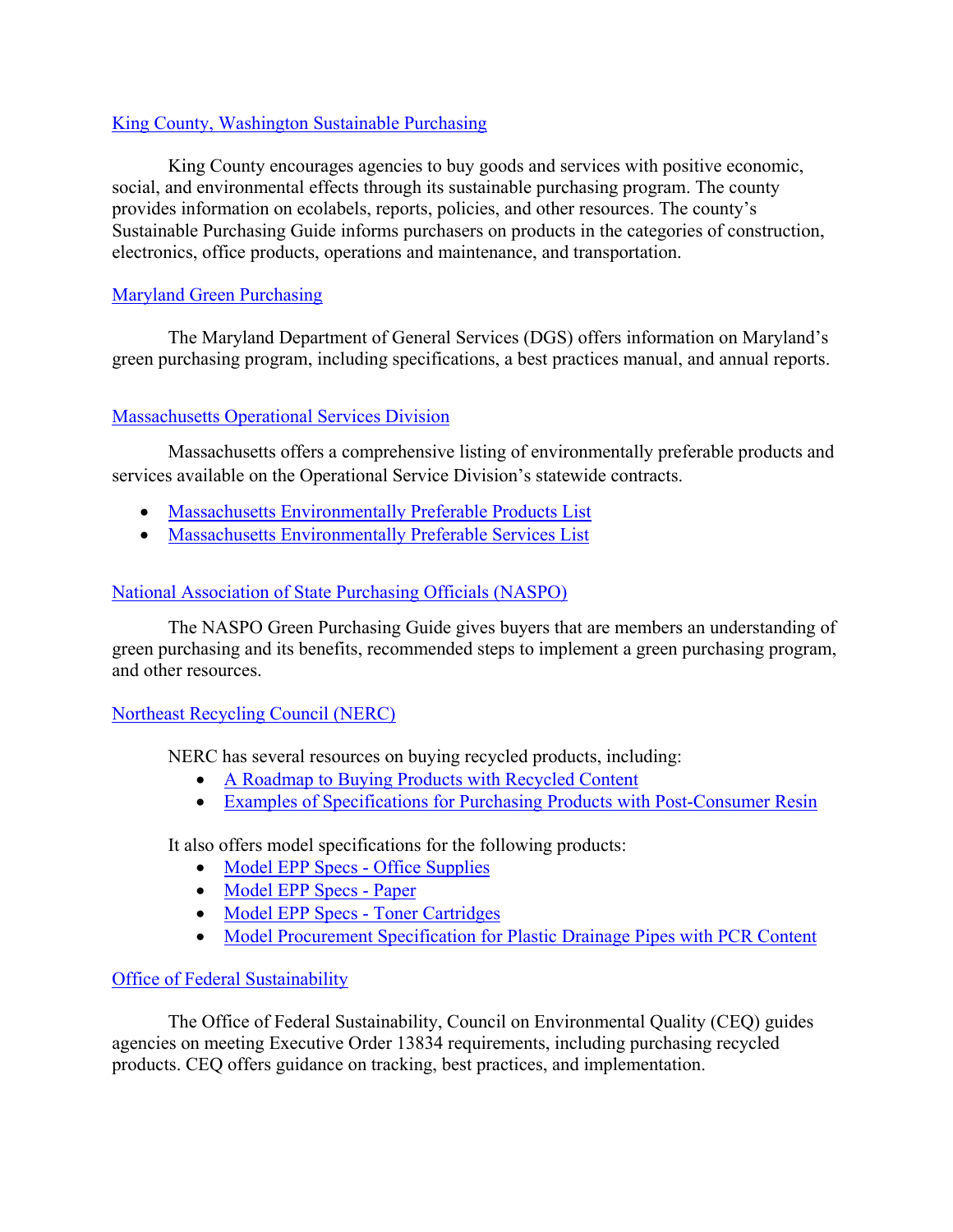[King County, Washington Sustainable Purchasing]

King County encourages agencies to buy goods and services with positive economic, social, and environmental effects through its sustainable purchasing program. The county provides information on ecolabels, reports, policies, and other resources. The county's Sustainable Purchasing Guide informs purchasers on products in the categories of construction, electronics, office products, operations and maintenance, and transportation.

[Maryland Green Purchasing]

The Maryland Department of General Services (DGS) offers information on Maryland's green purchasing program, including specifications, a best practices manual, and annual reports.

[Massachusetts Operational Services Division]

Massachusetts offers a comprehensive listing of environmentally preferable products and services available on the Operational Service Division's statewide contracts.

- [Massachusetts Environmentally Preferable Products List]
- [Massachusetts Environmentally Preferable Services List]

[National Association of State Purchasing Officials (NASPO)]

The NASPO Green Purchasing Guide gives buyers that are members an understanding of green purchasing and its benefits, recommended steps to implement a green purchasing program, and other resources.

[Northeast Recycling Council (NERC)]

NERC has several resources on buying recycled products, including:

- [A Roadmap to Buying Products with Recycled Content]
- [Examples of Specifications for Purchasing Products with Post-Consumer Resin]

It also offers model specifications for the following products:

- [Model EPP Specs - Office Supplies]
- [Model EPP Specs - Paper]
- [Model EPP Specs - Toner Cartridges]
- [Model Procurement Specification for Plastic Drainage Pipes with PCR Content]

[Office of Federal Sustainability]

The Office of Federal Sustainability, Council on Environmental Quality (CEQ) guides agencies on meeting Executive Order 13834 requirements, including purchasing recycled products. CEQ offers guidance on tracking, best practices, and implementation.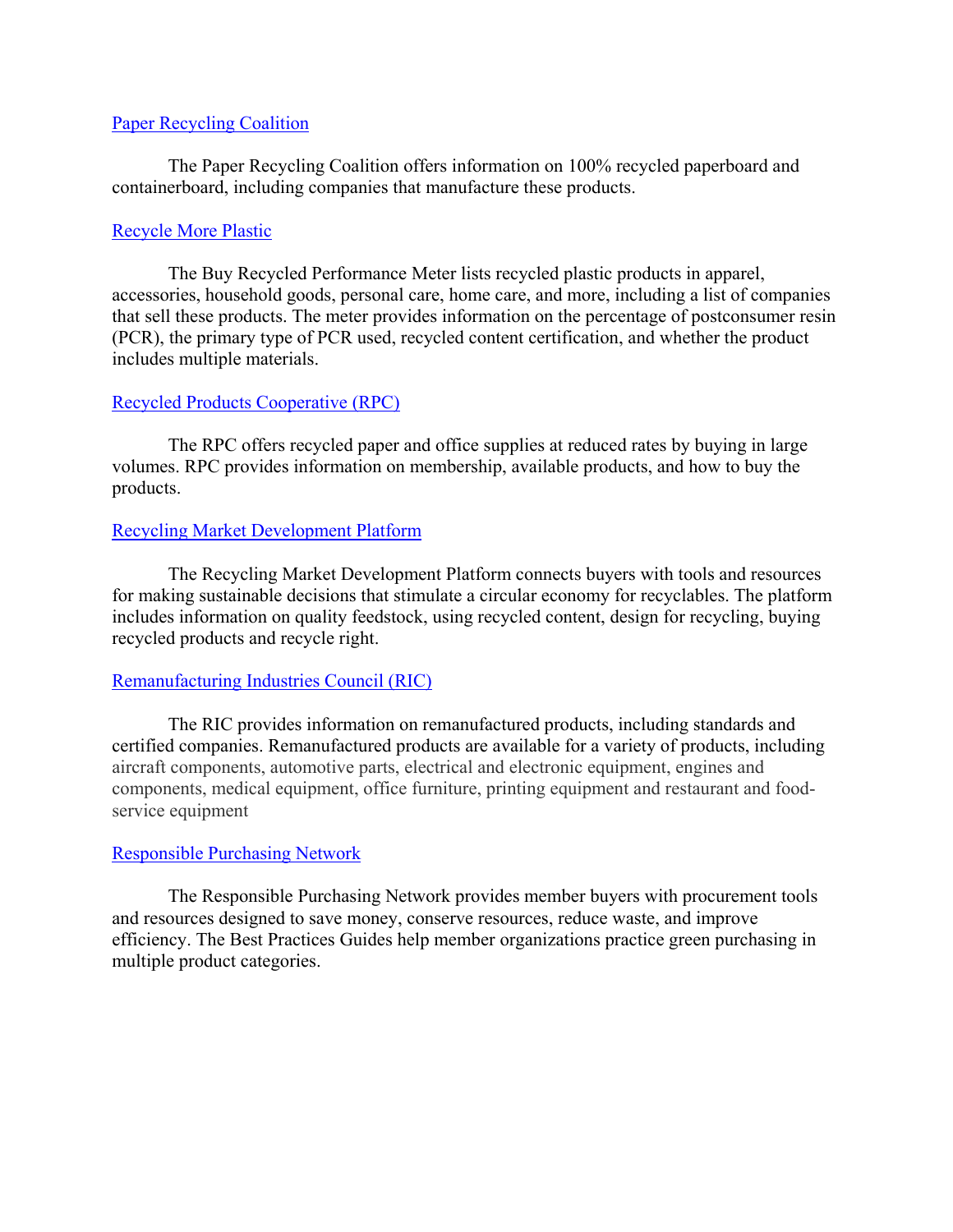[Paper Recycling Coalition]

The Paper Recycling Coalition offers information on 100% recycled paperboard and containerboard, including companies that manufacture these products.

[Recycle More Plastic]

The Buy Recycled Performance Meter lists recycled plastic products in apparel, accessories, household goods, personal care, home care, and more, including a list of companies that sell these products. The meter provides information on the percentage of postconsumer resin (PCR), the primary type of PCR used, recycled content certification, and whether the product includes multiple materials.

[Recycled Products Cooperative (RPC)]

The RPC offers recycled paper and office supplies at reduced rates by buying in large volumes. RPC provides information on membership, available products, and how to buy the products.

[Recycling Market Development Platform]

The Recycling Market Development Platform connects buyers with tools and resources for making sustainable decisions that stimulate a circular economy for recyclables. The platform includes information on quality feedstock, using recycled content, design for recycling, buying recycled products and recycle right.

[Remanufacturing Industries Council (RIC)]

The RIC provides information on remanufactured products, including standards and certified companies. Remanufactured products are available for a variety of products, including aircraft components, automotive parts, electrical and electronic equipment, engines and components, medical equipment, office furniture, printing equipment and restaurant and food-service equipment

[Responsible Purchasing Network]

The Responsible Purchasing Network provides member buyers with procurement tools and resources designed to save money, conserve resources, reduce waste, and improve efficiency. The Best Practices Guides help member organizations practice green purchasing in multiple product categories.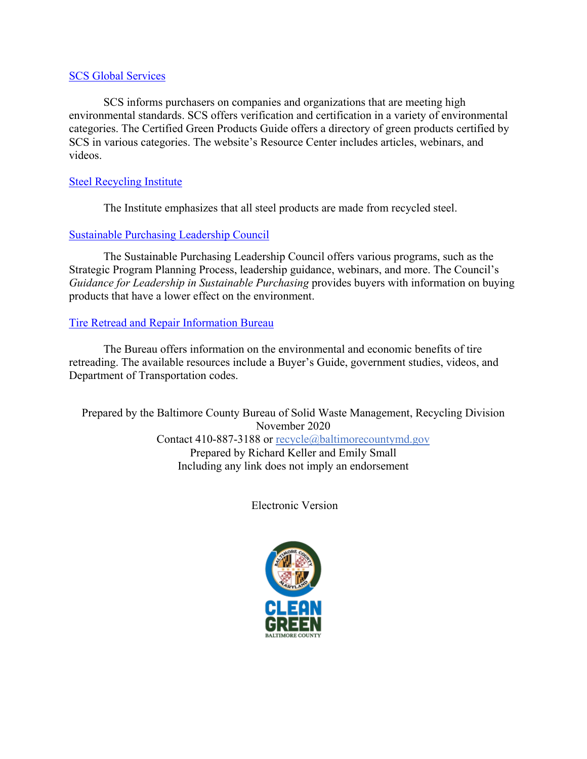[SCS Global Services]

SCS informs purchasers on companies and organizations that are meeting high environmental standards. SCS offers verification and certification in a variety of environmental categories. The Certified Green Products Guide offers a directory of green products certified by SCS in various categories. The website's Resource Center includes articles, webinars, and videos.

[Steel Recycling Institute]

The Institute emphasizes that all steel products are made from recycled steel.

[Sustainable Purchasing Leadership Council]

The Sustainable Purchasing Leadership Council offers various programs, such as the Strategic Program Planning Process, leadership guidance, webinars, and more. The Council's *Guidance for Leadership in Sustainable Purchasing* provides buyers with information on buying products that have a lower effect on the environment.

[Tire Retread and Repair Information Bureau]

The Bureau offers information on the environmental and economic benefits of tire retreading. The available resources include a Buyer's Guide, government studies, videos, and Department of Transportation codes.

Prepared by the Baltimore County Bureau of Solid Waste Management, Recycling Division
November 2020
Contact 410-887-3188 or recycle@baltimorecountymd.gov
Prepared by Richard Keller and Emily Small
Including any link does not imply an endorsement

Electronic Version

CLEAN GREEN
BALTIMORE COUNTY